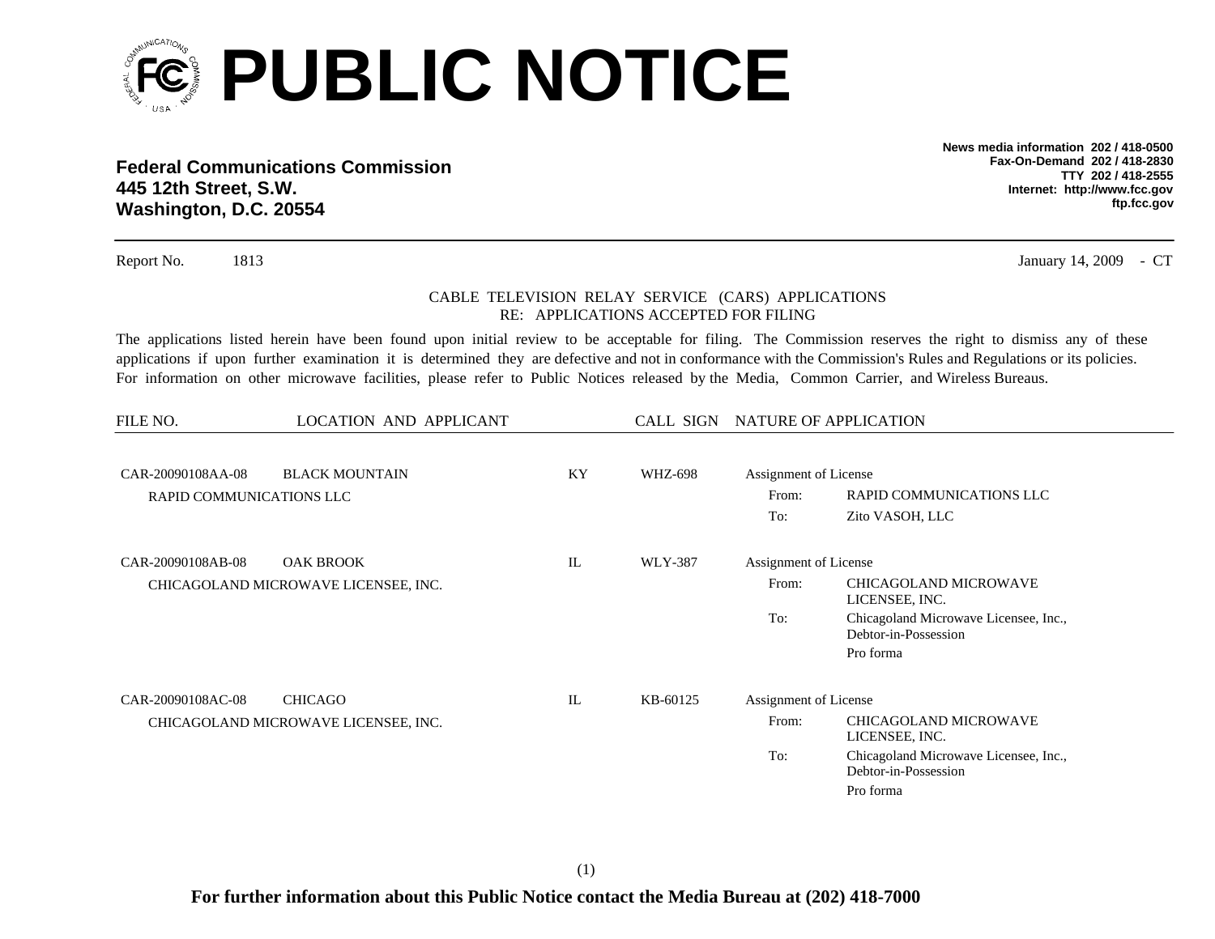# PUBLIC NOTICE

**Federal Communications Commission**
**445 12th Street, S.W.**
**Washington, D.C. 20554**

**News media information 202 / 418-0500**
**Fax-On-Demand 202 / 418-2830**
**TTY 202 / 418-2555**
**Internet: http://www.fcc.gov**
**ftp.fcc.gov**

Report No. 1813 January 14, 2009 - CT

CABLE TELEVISION RELAY SERVICE (CARS) APPLICATIONS
RE: APPLICATIONS ACCEPTED FOR FILING

The applications listed herein have been found upon initial review to be acceptable for filing. The Commission reserves the right to dismiss any of these applications if upon further examination it is determined they are defective and not in conformance with the Commission's Rules and Regulations or its policies. For information on other microwave facilities, please refer to Public Notices released by the Media, Common Carrier, and Wireless Bureaus.

| FILE NO. | LOCATION AND APPLICANT | | CALL SIGN | NATURE OF APPLICATION |
|---|---|---|---|---|
| CAR-20090108AA-08 | BLACK MOUNTAIN<br>RAPID COMMUNICATIONS LLC | KY | WHZ-698 | Assignment of License<br>From: RAPID COMMUNICATIONS LLC<br>To: Zito VASOH, LLC |
| CAR-20090108AB-08 | OAK BROOK<br>CHICAGOLAND MICROWAVE LICENSEE, INC. | IL | WLY-387 | Assignment of License<br>From: CHICAGOLAND MICROWAVE LICENSEE, INC.<br>To: Chicagoland Microwave Licensee, Inc., Debtor-in-Possession<br>Pro forma |
| CAR-20090108AC-08 | CHICAGO<br>CHICAGOLAND MICROWAVE LICENSEE, INC. | IL | KB-60125 | Assignment of License<br>From: CHICAGOLAND MICROWAVE LICENSEE, INC.<br>To: Chicagoland Microwave Licensee, Inc., Debtor-in-Possession<br>Pro forma |

**For further information about this Public Notice contact the Media Bureau at (202) 418-7000**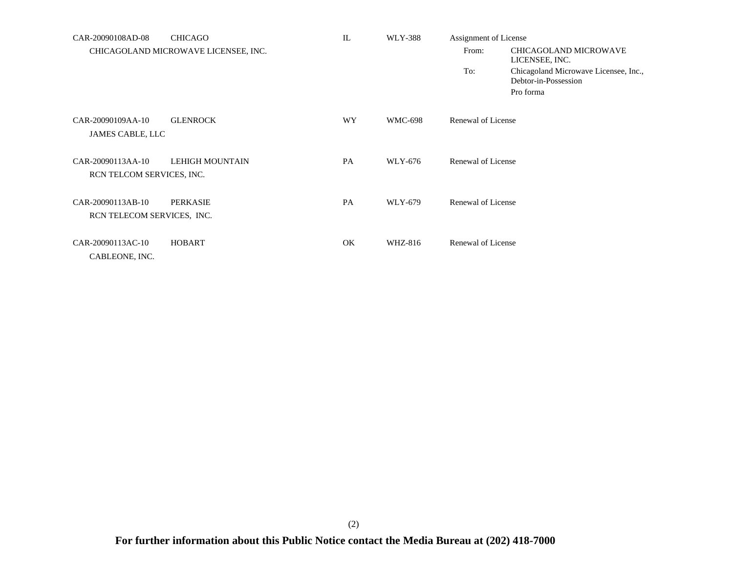| | | | | | |
|---|---|---|---|---|---|
| CAR-20090108AD-08 | CHICAGO | IL | WLY-388 | Assignment of License | |
| CHICAGOLAND MICROWAVE LICENSEE, INC. | | | | From: | CHICAGOLAND MICROWAVE LICENSEE, INC. |
| | | | | To: | Chicagoland Microwave Licensee, Inc., Debtor-in-Possession |
| | | | | | Pro forma |
| CAR-20090109AA-10 | GLENROCK | WY | WMC-698 | Renewal of License | |
| JAMES CABLE, LLC | | | | | |
| CAR-20090113AA-10 | LEHIGH MOUNTAIN | PA | WLY-676 | Renewal of License | |
| RCN TELCOM SERVICES, INC. | | | | | |
| CAR-20090113AB-10 | PERKASIE | PA | WLY-679 | Renewal of License | |
| RCN TELECOM SERVICES, INC. | | | | | |
| CAR-20090113AC-10 | HOBART | OK | WHZ-816 | Renewal of License | |
| CABLEONE, INC. | | | | | |

**For further information about this Public Notice contact the Media Bureau at (202) 418-7000**